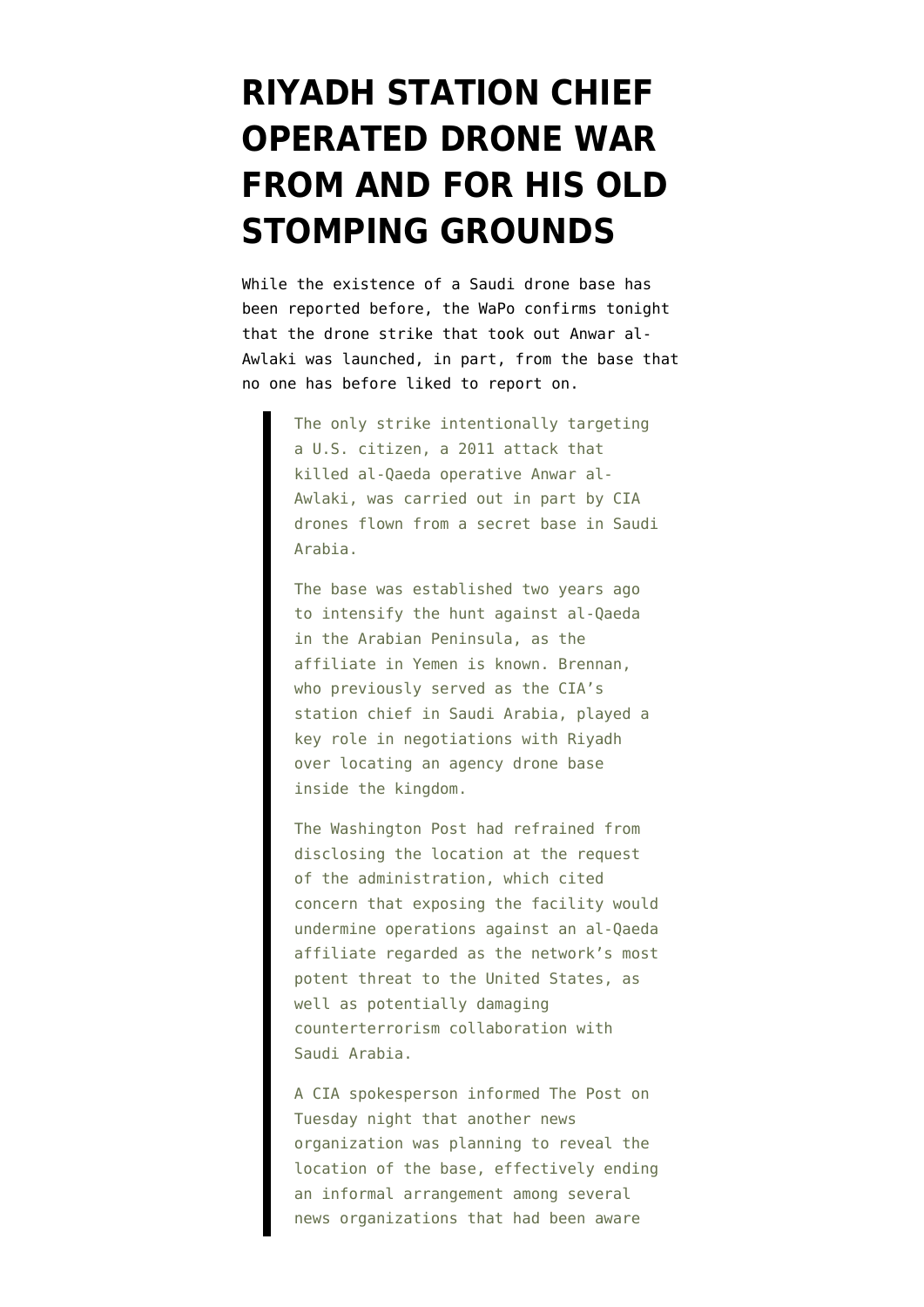# RIYADH STATION CHIEF OPERATED DRONE WAR FROM AND FOR HIS OLD STOMPING GROUNDS

While the existence of a Saudi drone base has been reported before, the WaPo confirms tonight that the drone strike that took out Anwar al-Awlaki was launched, in part, from the base that no one has before liked to report on.

> The only strike intentionally targeting a U.S. citizen, a 2011 attack that killed al-Qaeda operative Anwar al-Awlaki, was carried out in part by CIA drones flown from a secret base in Saudi Arabia.
>
> The base was established two years ago to intensify the hunt against al-Qaeda in the Arabian Peninsula, as the affiliate in Yemen is known. Brennan, who previously served as the CIA's station chief in Saudi Arabia, played a key role in negotiations with Riyadh over locating an agency drone base inside the kingdom.
>
> The Washington Post had refrained from disclosing the location at the request of the administration, which cited concern that exposing the facility would undermine operations against an al-Qaeda affiliate regarded as the network's most potent threat to the United States, as well as potentially damaging counterterrorism collaboration with Saudi Arabia.
>
> A CIA spokesperson informed The Post on Tuesday night that another news organization was planning to reveal the location of the base, effectively ending an informal arrangement among several news organizations that had been aware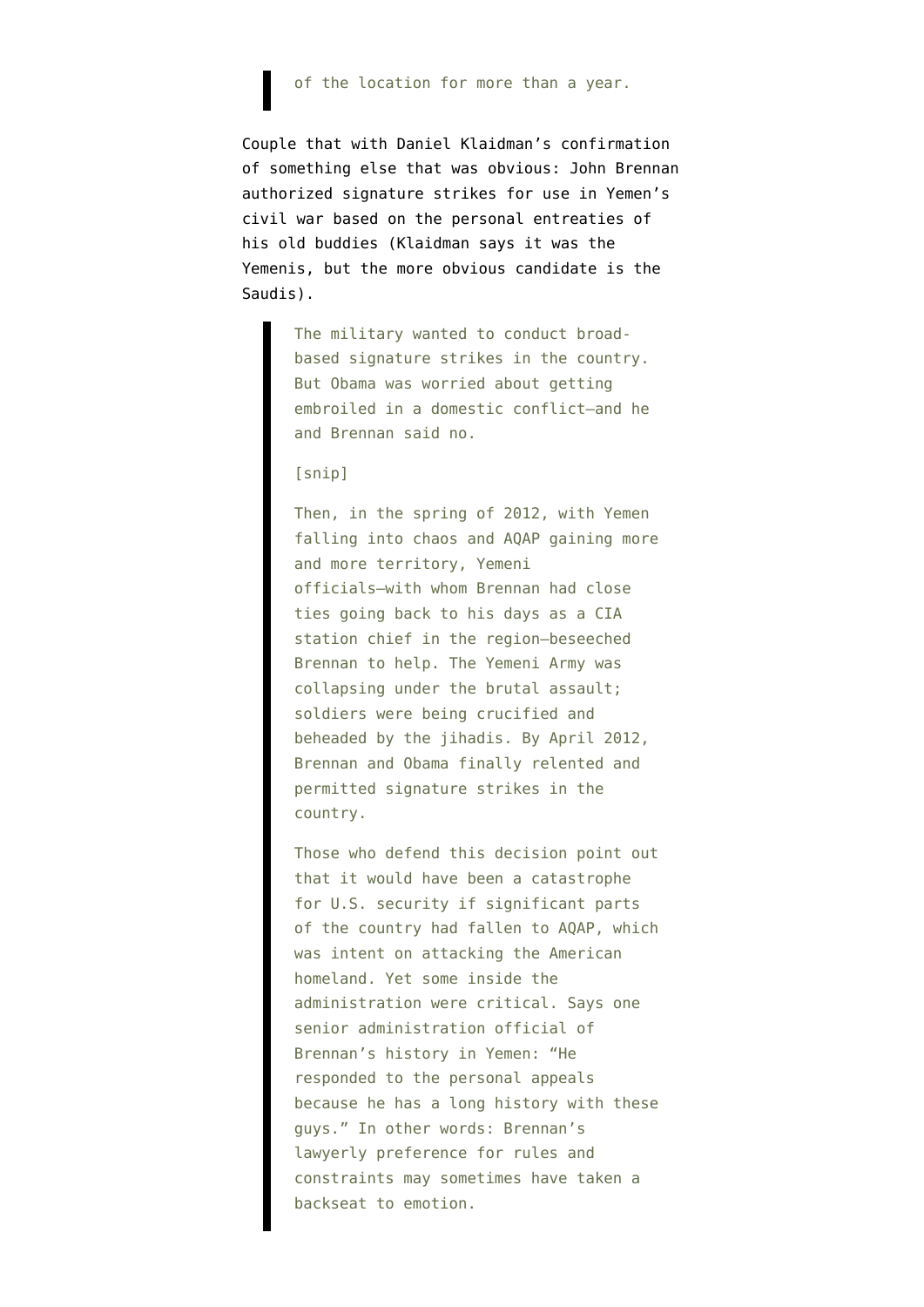> of the location for more than a year.

Couple that with Daniel Klaidman's confirmation of something else that was obvious: John Brennan authorized signature strikes for use in Yemen's civil war based on the personal entreaties of his old buddies (Klaidman says it was the Yemenis, but the more obvious candidate is the Saudis).

> The military wanted to conduct broad-based signature strikes in the country. But Obama was worried about getting embroiled in a domestic conflict—and he and Brennan said no.
>
> [snip]
>
> Then, in the spring of 2012, with Yemen falling into chaos and AQAP gaining more and more territory, Yemeni officials—with whom Brennan had close ties going back to his days as a CIA station chief in the region—beseeched Brennan to help. The Yemeni Army was collapsing under the brutal assault; soldiers were being crucified and beheaded by the jihadis. By April 2012, Brennan and Obama finally relented and permitted signature strikes in the country.
>
> Those who defend this decision point out that it would have been a catastrophe for U.S. security if significant parts of the country had fallen to AQAP, which was intent on attacking the American homeland. Yet some inside the administration were critical. Says one senior administration official of Brennan's history in Yemen: "He responded to the personal appeals because he has a long history with these guys." In other words: Brennan's lawyerly preference for rules and constraints may sometimes have taken a backseat to emotion.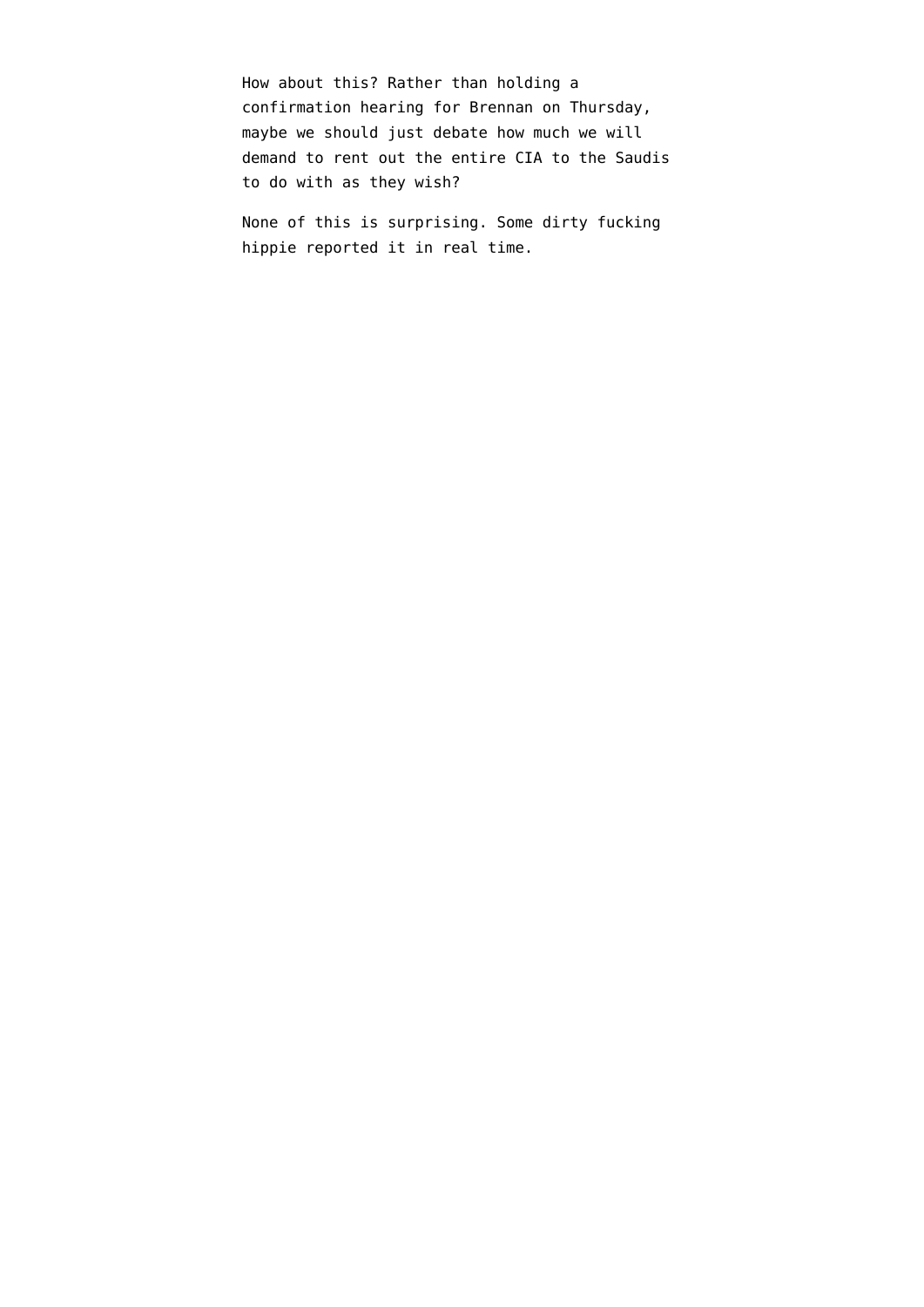How about this? Rather than holding a confirmation hearing for Brennan on Thursday, maybe we should just debate how much we will demand to rent out the entire CIA to the Saudis to do with as they wish?

None of this is surprising. Some dirty fucking hippie reported it in real time.